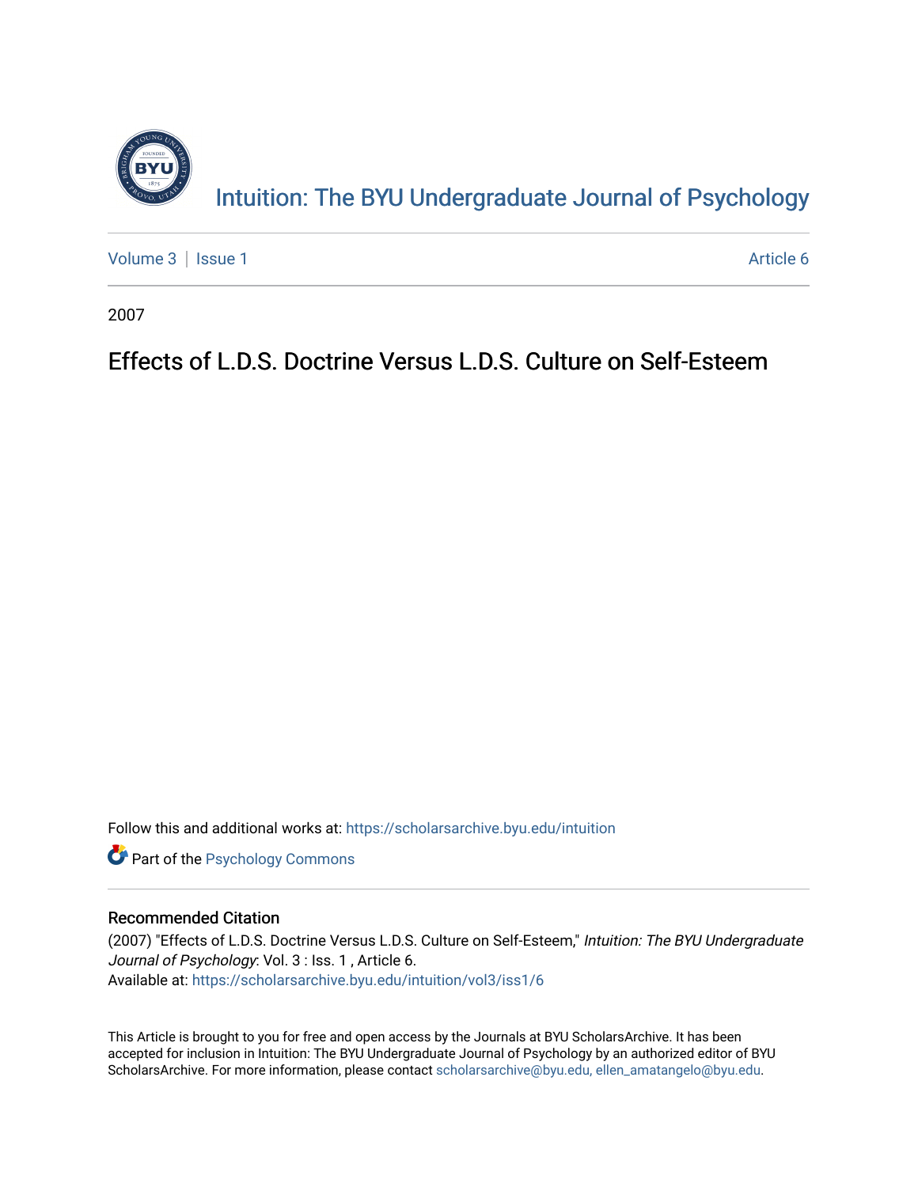Intuition: The BYU Undergraduate Journal of Psychology

Volume 3 | Issue 1 Article 6

2007

# Effects of L.D.S. Doctrine Versus L.D.S. Culture on Self-Esteem

Follow this and additional works at: https://scholarsarchive.byu.edu/intuition

Part of the Psychology Commons

## Recommended Citation

(2007) "Effects of L.D.S. Doctrine Versus L.D.S. Culture on Self-Esteem," *Intuition: The BYU Undergraduate Journal of Psychology*: Vol. 3 : Iss. 1 , Article 6.
Available at: https://scholarsarchive.byu.edu/intuition/vol3/iss1/6

This Article is brought to you for free and open access by the Journals at BYU ScholarsArchive. It has been accepted for inclusion in Intuition: The BYU Undergraduate Journal of Psychology by an authorized editor of BYU ScholarsArchive. For more information, please contact scholarsarchive@byu.edu, ellen_amatangelo@byu.edu.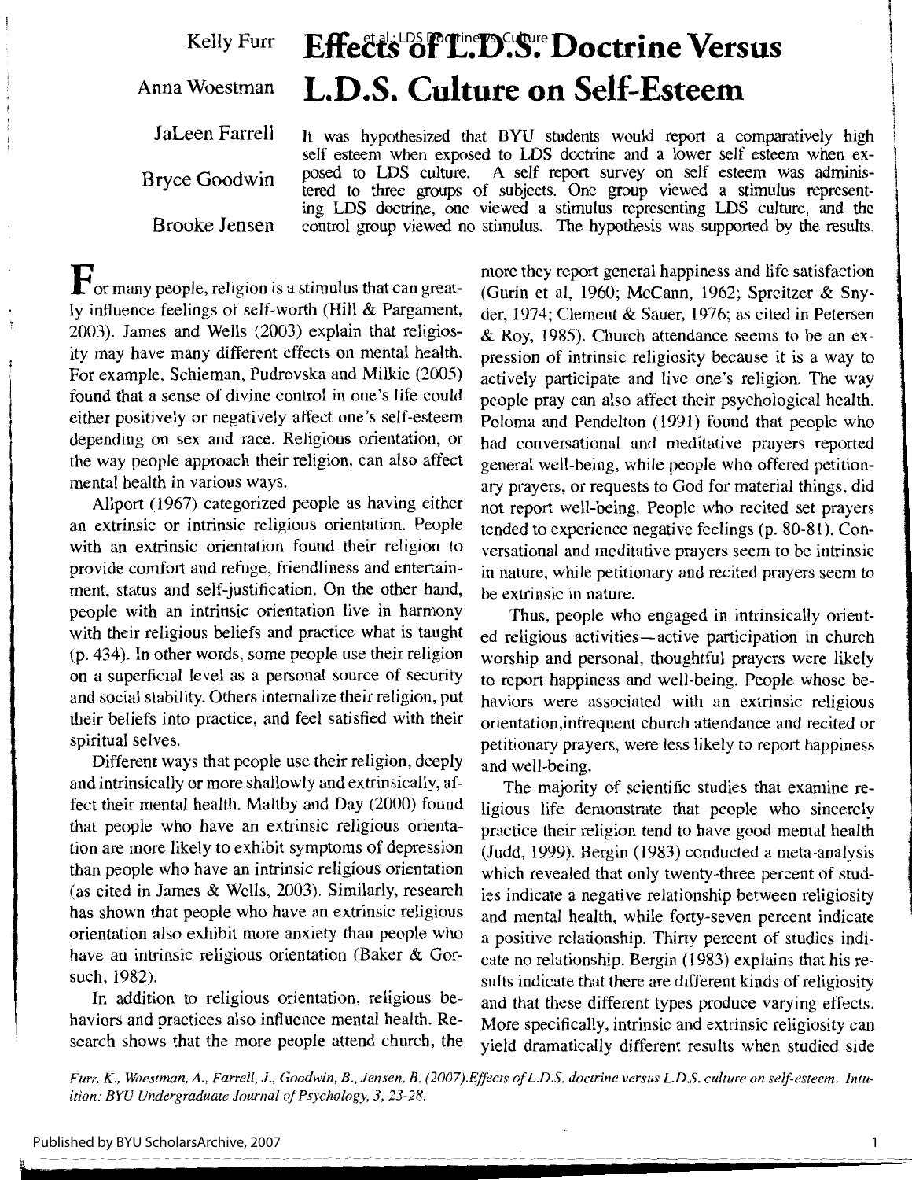Kelly Furr

Anna Woestman

JaLeen Farrell

Bryce Goodwin

Brooke Jensen

# Effects of L.D.S. Doctrine Versus L.D.S. Culture on Self-Esteem

It was hypothesized that BYU students would report a comparatively high self esteem when exposed to LDS doctrine and a lower self esteem when exposed to LDS culture. A self report survey on self esteem was administered to three groups of subjects. One group viewed a stimulus representing LDS doctrine, one viewed a stimulus representing LDS culture, and the control group viewed no stimulus. The hypothesis was supported by the results.

For many people, religion is a stimulus that can greatly influence feelings of self-worth (Hill & Pargament, 2003). James and Wells (2003) explain that religiosity may have many different effects on mental health. For example, Schieman, Pudrovska and Milkie (2005) found that a sense of divine control in one's life could either positively or negatively affect one's self-esteem depending on sex and race. Religious orientation, or the way people approach their religion, can also affect mental health in various ways.

Allport (1967) categorized people as having either an extrinsic or intrinsic religious orientation. People with an extrinsic orientation found their religion to provide comfort and refuge, friendliness and entertainment, status and self-justification. On the other hand, people with an intrinsic orientation live in harmony with their religious beliefs and practice what is taught (p. 434). In other words, some people use their religion on a superficial level as a personal source of security and social stability. Others internalize their religion, put their beliefs into practice, and feel satisfied with their spiritual selves.

Different ways that people use their religion, deeply and intrinsically or more shallowly and extrinsically, affect their mental health. Maltby and Day (2000) found that people who have an extrinsic religious orientation are more likely to exhibit symptoms of depression than people who have an intrinsic religious orientation (as cited in James & Wells, 2003). Similarly, research has shown that people who have an extrinsic religious orientation also exhibit more anxiety than people who have an intrinsic religious orientation (Baker & Gorsuch, 1982).

In addition to religious orientation, religious behaviors and practices also influence mental health. Research shows that the more people attend church, the more they report general happiness and life satisfaction (Gurin et al, 1960; McCann, 1962; Spreitzer & Snyder, 1974; Clement & Sauer, 1976; as cited in Petersen & Roy, 1985). Church attendance seems to be an expression of intrinsic religiosity because it is a way to actively participate and live one's religion. The way people pray can also affect their psychological health. Poloma and Pendelton (1991) found that people who had conversational and meditative prayers reported general well-being, while people who offered petitionary prayers, or requests to God for material things, did not report well-being. People who recited set prayers tended to experience negative feelings (p. 80-81). Conversational and meditative prayers seem to be intrinsic in nature, while petitionary and recited prayers seem to be extrinsic in nature.

Thus, people who engaged in intrinsically oriented religious activities—active participation in church worship and personal, thoughtful prayers were likely to report happiness and well-being. People whose behaviors were associated with an extrinsic religious orientation,infrequent church attendance and recited or petitionary prayers, were less likely to report happiness and well-being.

The majority of scientific studies that examine religious life demonstrate that people who sincerely practice their religion tend to have good mental health (Judd, 1999). Bergin (1983) conducted a meta-analysis which revealed that only twenty-three percent of studies indicate a negative relationship between religiosity and mental health, while forty-seven percent indicate a positive relationship. Thirty percent of studies indicate no relationship. Bergin (1983) explains that his results indicate that there are different kinds of religiosity and that these different types produce varying effects. More specifically, intrinsic and extrinsic religiosity can yield dramatically different results when studied side

*Furr, K., Woestman, A., Farrell, J., Goodwin, B., Jensen, B. (2007).Effects of L.D.S. doctrine versus L.D.S. culture on self-esteem. Intuition: BYU Undergraduate Journal of Psychology, 3, 23-28.*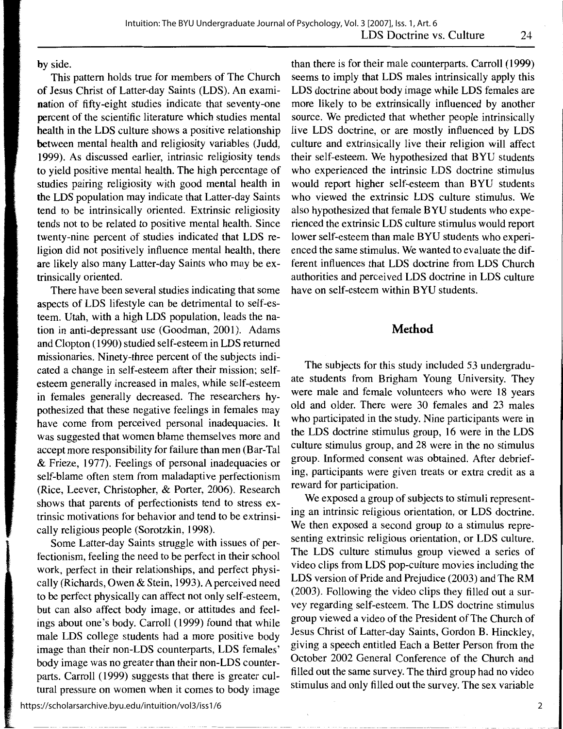by side.

This pattern holds true for members of The Church of Jesus Christ of Latter-day Saints (LDS). An examination of fifty-eight studies indicate that seventy-one percent of the scientific literature which studies mental health in the LDS culture shows a positive relationship between mental health and religiosity variables (Judd, 1999). As discussed earlier, intrinsic religiosity tends to yield positive mental health. The high percentage of studies pairing religiosity with good mental health in the LDS population may indicate that Latter-day Saints tend to be intrinsically oriented. Extrinsic religiosity tends not to be related to positive mental health. Since twenty-nine percent of studies indicated that LDS religion did not positively influence mental health, there are likely also many Latter-day Saints who may be extrinsically oriented.

There have been several studies indicating that some aspects of LDS lifestyle can be detrimental to self-esteem. Utah, with a high LDS population, leads the nation in anti-depressant use (Goodman, 2001). Adams and Clopton (1990) studied self-esteem in LDS returned missionaries. Ninety-three percent of the subjects indicated a change in self-esteem after their mission; self-esteem generally increased in males, while self-esteem in females generally decreased. The researchers hypothesized that these negative feelings in females may have come from perceived personal inadequacies. It was suggested that women blame themselves more and accept more responsibility for failure than men (Bar-Tal & Frieze, 1977). Feelings of personal inadequacies or self-blame often stem from maladaptive perfectionism (Rice, Leever, Christopher, & Porter, 2006). Research shows that parents of perfectionists tend to stress extrinsic motivations for behavior and tend to be extrinsically religious people (Sorotzkin, 1998).

Some Latter-day Saints struggle with issues of perfectionism, feeling the need to be perfect in their school work, perfect in their relationships, and perfect physically (Richards, Owen & Stein, 1993). A perceived need to be perfect physically can affect not only self-esteem, but can also affect body image, or attitudes and feelings about one's body. Carroll (1999) found that while male LDS college students had a more positive body image than their non-LDS counterparts, LDS females' body image was no greater than their non-LDS counterparts. Carroll (1999) suggests that there is greater cultural pressure on women when it comes to body image than there is for their male counterparts. Carroll (1999) seems to imply that LDS males intrinsically apply this LDS doctrine about body image while LDS females are more likely to be extrinsically influenced by another source. We predicted that whether people intrinsically live LDS doctrine, or are mostly influenced by LDS culture and extrinsically live their religion will affect their self-esteem. We hypothesized that BYU students who experienced the intrinsic LDS doctrine stimulus would report higher self-esteem than BYU students who viewed the extrinsic LDS culture stimulus. We also hypothesized that female BYU students who experienced the extrinsic LDS culture stimulus would report lower self-esteem than male BYU students who experienced the same stimulus. We wanted to evaluate the different influences that LDS doctrine from LDS Church authorities and perceived LDS doctrine in LDS culture have on self-esteem within BYU students.

## Method

The subjects for this study included 53 undergraduate students from Brigham Young University. They were male and female volunteers who were 18 years old and older. There were 30 females and 23 males who participated in the study. Nine participants were in the LDS doctrine stimulus group, 16 were in the LDS culture stimulus group, and 28 were in the no stimulus group. Informed consent was obtained. After debriefing, participants were given treats or extra credit as a reward for participation.

We exposed a group of subjects to stimuli representing an intrinsic religious orientation, or LDS doctrine. We then exposed a second group to a stimulus representing extrinsic religious orientation, or LDS culture. The LDS culture stimulus group viewed a series of video clips from LDS pop-culture movies including the LDS version of Pride and Prejudice (2003) and The RM (2003). Following the video clips they filled out a survey regarding self-esteem. The LDS doctrine stimulus group viewed a video of the President of The Church of Jesus Christ of Latter-day Saints, Gordon B. Hinckley, giving a speech entitled Each a Better Person from the October 2002 General Conference of the Church and filled out the same survey. The third group had no video stimulus and only filled out the survey. The sex variable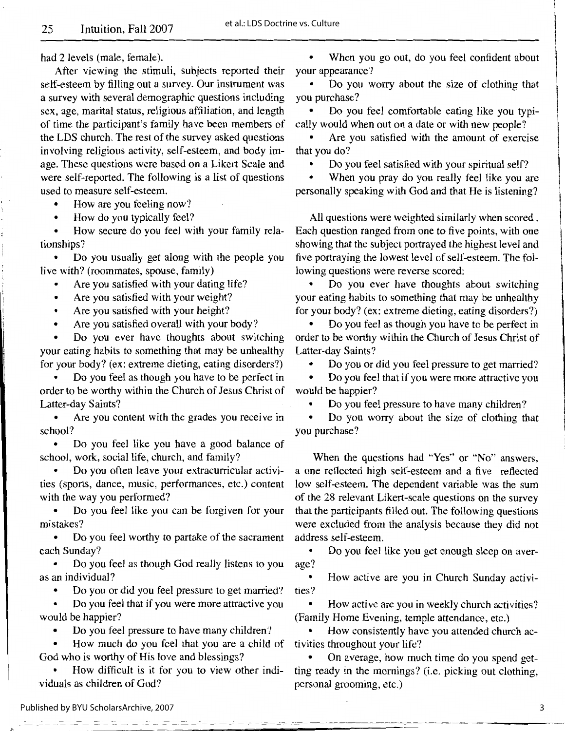had 2 levels (male, female).

After viewing the stimuli, subjects reported their self-esteem by filling out a survey. Our instrument was a survey with several demographic questions including sex, age, marital status, religious affiliation, and length of time the participant's family have been members of the LDS church. The rest of the survey asked questions involving religious activity, self-esteem, and body image. These questions were based on a Likert Scale and were self-reported. The following is a list of questions used to measure self-esteem.

- How are you feeling now?
- How do you typically feel?
- How secure do you feel with your family relationships?
- Do you usually get along with the people you live with? (roommates, spouse, family)
- Are you satisfied with your dating life?
- Are you satisfied with your weight?
- Are you satisfied with your height?
- Are you satisfied overall with your body?
- Do you ever have thoughts about switching your eating habits to something that may be unhealthy for your body? (ex: extreme dieting, eating disorders?)
- Do you feel as though you have to be perfect in order to be worthy within the Church of Jesus Christ of Latter-day Saints?
- Are you content with the grades you receive in school?
- Do you feel like you have a good balance of school, work, social life, church, and family?
- Do you often leave your extracurricular activities (sports, dance, music, performances, etc.) content with the way you performed?
- Do you feel like you can be forgiven for your mistakes?
- Do you feel worthy to partake of the sacrament each Sunday?
- Do you feel as though God really listens to you as an individual?
- Do you or did you feel pressure to get married?
- Do you feel that if you were more attractive you would be happier?
- Do you feel pressure to have many children?
- How much do you feel that you are a child of God who is worthy of His love and blessings?
- How difficult is it for you to view other individuals as children of God?
- When you go out, do you feel confident about your appearance?
- Do you worry about the size of clothing that you purchase?
- Do you feel comfortable eating like you typically would when out on a date or with new people?
- Are you satisfied with the amount of exercise that you do?
- Do you feel satisfied with your spiritual self?
- When you pray do you really feel like you are personally speaking with God and that He is listening?

All questions were weighted similarly when scored. Each question ranged from one to five points, with one showing that the subject portrayed the highest level and five portraying the lowest level of self-esteem. The following questions were reverse scored:

- Do you ever have thoughts about switching your eating habits to something that may be unhealthy for your body? (ex: extreme dieting, eating disorders?)
- Do you feel as though you have to be perfect in order to be worthy within the Church of Jesus Christ of Latter-day Saints?
- Do you or did you feel pressure to get married?
- Do you feel that if you were more attractive you would be happier?
- Do you feel pressure to have many children?
- Do you worry about the size of clothing that you purchase?

When the questions had "Yes" or "No" answers, a one reflected high self-esteem and a five reflected low self-esteem. The dependent variable was the sum of the 28 relevant Likert-scale questions on the survey that the participants filled out. The following questions were excluded from the analysis because they did not address self-esteem.

- Do you feel like you get enough sleep on average?
- How active are you in Church Sunday activities?
- How active are you in weekly church activities? (Family Home Evening, temple attendance, etc.)
- How consistently have you attended church activities throughout your life?
- On average, how much time do you spend getting ready in the mornings? (i.e. picking out clothing, personal grooming, etc.)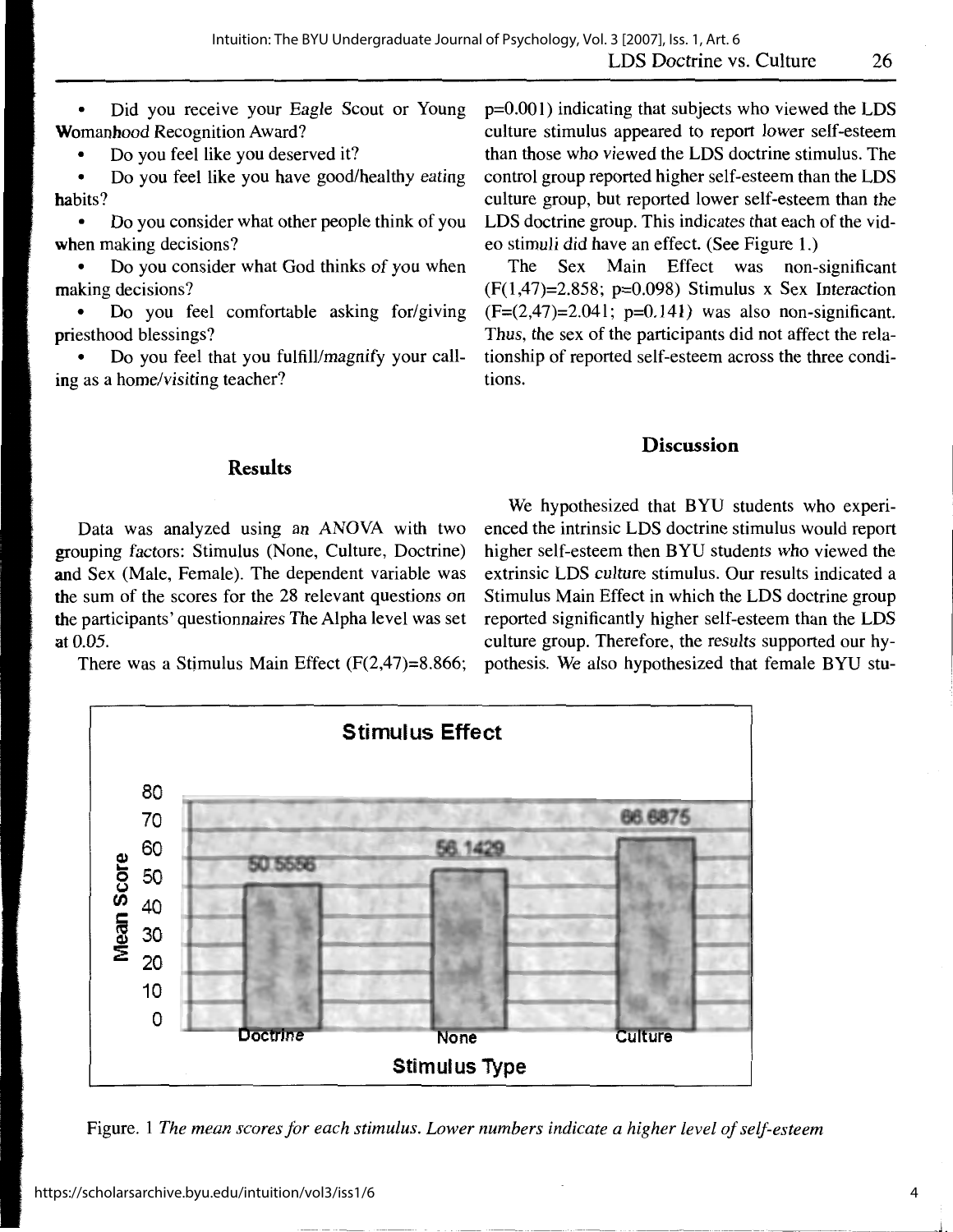- Did you receive your Eagle Scout or Young Womanhood Recognition Award?
- Do you feel like you deserved it?
- Do you feel like you have good/healthy eating habits?
- Do you consider what other people think of you when making decisions?
- Do you consider what God thinks of you when making decisions?
- Do you feel comfortable asking for/giving priesthood blessings?
- Do you feel that you fulfill/magnify your calling as a home/visiting teacher?

## Results

Data was analyzed using an ANOVA with two grouping factors: Stimulus (None, Culture, Doctrine) and Sex (Male, Female). The dependent variable was the sum of the scores for the 28 relevant questions on the participants' questionnaires The Alpha level was set at 0.05.

There was a Stimulus Main Effect ($F(2,47)=8.866$; $p=0.001$) indicating that subjects who viewed the LDS culture stimulus appeared to report lower self-esteem than those who viewed the LDS doctrine stimulus. The control group reported higher self-esteem than the LDS culture group, but reported lower self-esteem than the LDS doctrine group. This indicates that each of the video stimuli did have an effect. (See Figure 1.)

The Sex Main Effect was non-significant ($F(1,47)=2.858$; $p=0.098$) Stimulus x Sex Interaction ($F=(2,47)=2.041$; $p=0.141$) was also non-significant. Thus, the sex of the participants did not affect the relationship of reported self-esteem across the three conditions.

## Discussion

We hypothesized that BYU students who experienced the intrinsic LDS doctrine stimulus would report higher self-esteem then BYU students who viewed the extrinsic LDS culture stimulus. Our results indicated a Stimulus Main Effect in which the LDS doctrine group reported significantly higher self-esteem than the LDS culture group. Therefore, the results supported our hypothesis. We also hypothesized that female BYU stu-

**Stimulus Effect**

| Stimulus Type | Mean Score |
|---|---|
| Doctrine | 50.5556 |
| None | 56.1429 |
| Culture | 66.6875 |

Figure. 1 *The mean scores for each stimulus. Lower numbers indicate a higher level of self-esteem*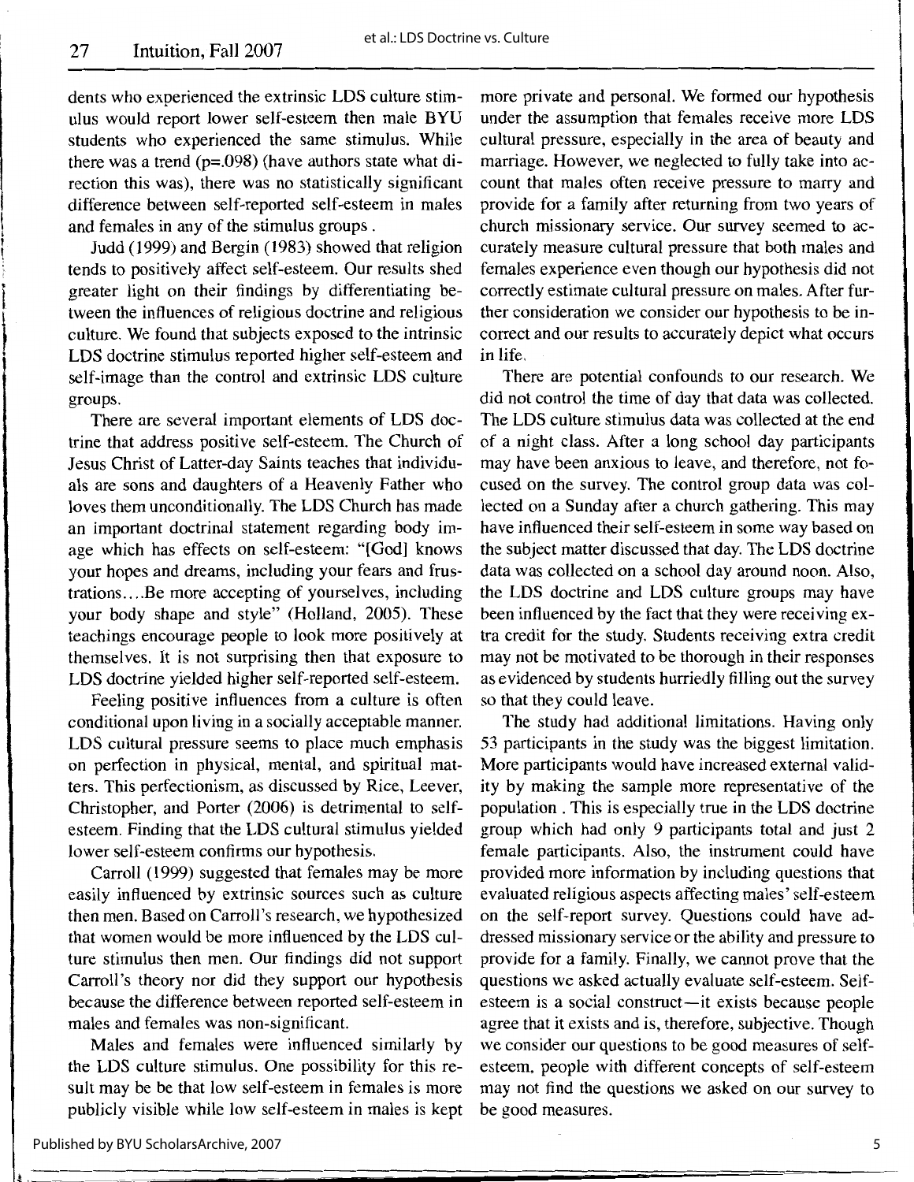dents who experienced the extrinsic LDS culture stimulus would report lower self-esteem then male BYU students who experienced the same stimulus. While there was a trend ($p=.098$) (have authors state what direction this was), there was no statistically significant difference between self-reported self-esteem in males and females in any of the stimulus groups.

Judd (1999) and Bergin (1983) showed that religion tends to positively affect self-esteem. Our results shed greater light on their findings by differentiating between the influences of religious doctrine and religious culture. We found that subjects exposed to the intrinsic LDS doctrine stimulus reported higher self-esteem and self-image than the control and extrinsic LDS culture groups.

There are several important elements of LDS doctrine that address positive self-esteem. The Church of Jesus Christ of Latter-day Saints teaches that individuals are sons and daughters of a Heavenly Father who loves them unconditionally. The LDS Church has made an important doctrinal statement regarding body image which has effects on self-esteem: "[God] knows your hopes and dreams, including your fears and frustrations....Be more accepting of yourselves, including your body shape and style" (Holland, 2005). These teachings encourage people to look more positively at themselves. It is not surprising then that exposure to LDS doctrine yielded higher self-reported self-esteem.

Feeling positive influences from a culture is often conditional upon living in a socially acceptable manner. LDS cultural pressure seems to place much emphasis on perfection in physical, mental, and spiritual matters. This perfectionism, as discussed by Rice, Leever, Christopher, and Porter (2006) is detrimental to self-esteem. Finding that the LDS cultural stimulus yielded lower self-esteem confirms our hypothesis.

Carroll (1999) suggested that females may be more easily influenced by extrinsic sources such as culture then men. Based on Carroll's research, we hypothesized that women would be more influenced by the LDS culture stimulus then men. Our findings did not support Carroll's theory nor did they support our hypothesis because the difference between reported self-esteem in males and females was non-significant.

Males and females were influenced similarly by the LDS culture stimulus. One possibility for this result may be be that low self-esteem in females is more publicly visible while low self-esteem in males is kept more private and personal. We formed our hypothesis under the assumption that females receive more LDS cultural pressure, especially in the area of beauty and marriage. However, we neglected to fully take into account that males often receive pressure to marry and provide for a family after returning from two years of church missionary service. Our survey seemed to accurately measure cultural pressure that both males and females experience even though our hypothesis did not correctly estimate cultural pressure on males. After further consideration we consider our hypothesis to be incorrect and our results to accurately depict what occurs in life.

There are potential confounds to our research. We did not control the time of day that data was collected. The LDS culture stimulus data was collected at the end of a night class. After a long school day participants may have been anxious to leave, and therefore, not focused on the survey. The control group data was collected on a Sunday after a church gathering. This may have influenced their self-esteem in some way based on the subject matter discussed that day. The LDS doctrine data was collected on a school day around noon. Also, the LDS doctrine and LDS culture groups may have been influenced by the fact that they were receiving extra credit for the study. Students receiving extra credit may not be motivated to be thorough in their responses as evidenced by students hurriedly filling out the survey so that they could leave.

The study had additional limitations. Having only 53 participants in the study was the biggest limitation. More participants would have increased external validity by making the sample more representative of the population. This is especially true in the LDS doctrine group which had only 9 participants total and just 2 female participants. Also, the instrument could have provided more information by including questions that evaluated religious aspects affecting males' self-esteem on the self-report survey. Questions could have addressed missionary service or the ability and pressure to provide for a family. Finally, we cannot prove that the questions we asked actually evaluate self-esteem. Self-esteem is a social construct—it exists because people agree that it exists and is, therefore, subjective. Though we consider our questions to be good measures of self-esteem, people with different concepts of self-esteem may not find the questions we asked on our survey to be good measures.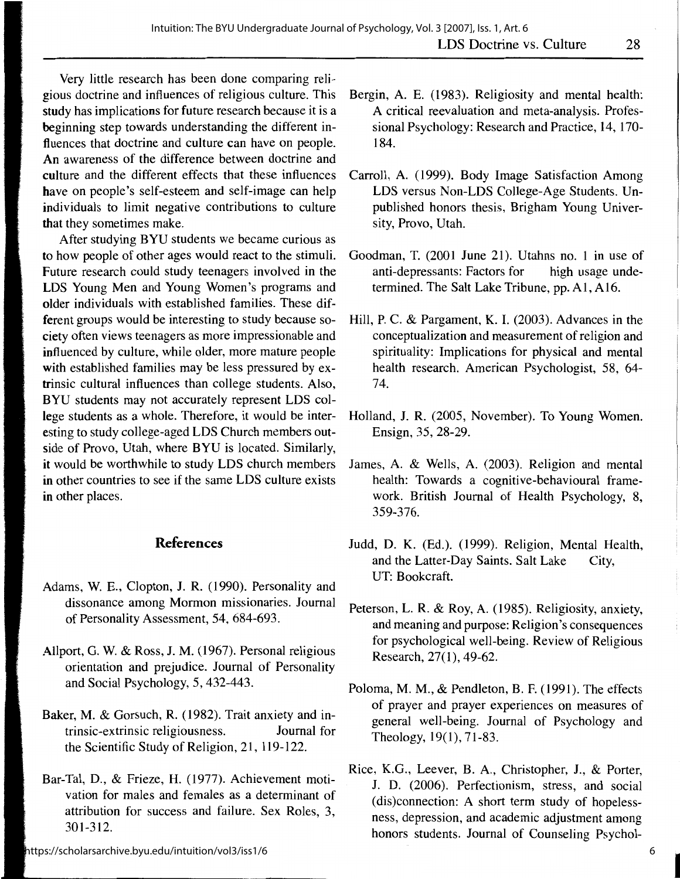Very little research has been done comparing religious doctrine and influences of religious culture. This study has implications for future research because it is a beginning step towards understanding the different influences that doctrine and culture can have on people. An awareness of the difference between doctrine and culture and the different effects that these influences have on people's self-esteem and self-image can help individuals to limit negative contributions to culture that they sometimes make.

After studying BYU students we became curious as to how people of other ages would react to the stimuli. Future research could study teenagers involved in the LDS Young Men and Young Women's programs and older individuals with established families. These different groups would be interesting to study because society often views teenagers as more impressionable and influenced by culture, while older, more mature people with established families may be less pressured by extrinsic cultural influences than college students. Also, BYU students may not accurately represent LDS college students as a whole. Therefore, it would be interesting to study college-aged LDS Church members outside of Provo, Utah, where BYU is located. Similarly, it would be worthwhile to study LDS church members in other countries to see if the same LDS culture exists in other places.

## References

Adams, W. E., Clopton, J. R. (1990). Personality and dissonance among Mormon missionaries. Journal of Personality Assessment, 54, 684-693.

Allport, G. W. & Ross, J. M. (1967). Personal religious orientation and prejudice. Journal of Personality and Social Psychology, 5, 432-443.

Baker, M. & Gorsuch, R. (1982). Trait anxiety and intrinsic-extrinsic religiousness. Journal for the Scientific Study of Religion, 21, 119-122.

Bar-Tal, D., & Frieze, H. (1977). Achievement motivation for males and females as a determinant of attribution for success and failure. Sex Roles, 3, 301-312.

Bergin, A. E. (1983). Religiosity and mental health: A critical reevaluation and meta-analysis. Professional Psychology: Research and Practice, 14, 170-184.

Carroll, A. (1999). Body Image Satisfaction Among LDS versus Non-LDS College-Age Students. Unpublished honors thesis, Brigham Young University, Provo, Utah.

Goodman, T. (2001 June 21). Utahns no. 1 in use of anti-depressants: Factors for high usage undetermined. The Salt Lake Tribune, pp. A1, A16.

Hill, P. C. & Pargament, K. I. (2003). Advances in the conceptualization and measurement of religion and spirituality: Implications for physical and mental health research. American Psychologist, 58, 64-74.

Holland, J. R. (2005, November). To Young Women. Ensign, 35, 28-29.

James, A. & Wells, A. (2003). Religion and mental health: Towards a cognitive-behavioural framework. British Journal of Health Psychology, 8, 359-376.

Judd, D. K. (Ed.). (1999). Religion, Mental Health, and the Latter-Day Saints. Salt Lake City, UT: Bookcraft.

Peterson, L. R. & Roy, A. (1985). Religiosity, anxiety, and meaning and purpose: Religion's consequences for psychological well-being. Review of Religious Research, 27(1), 49-62.

Poloma, M. M., & Pendleton, B. F. (1991). The effects of prayer and prayer experiences on measures of general well-being. Journal of Psychology and Theology, 19(1), 71-83.

Rice, K.G., Leever, B. A., Christopher, J., & Porter, J. D. (2006). Perfectionism, stress, and social (dis)connection: A short term study of hopelessness, depression, and academic adjustment among honors students. Journal of Counseling Psychol-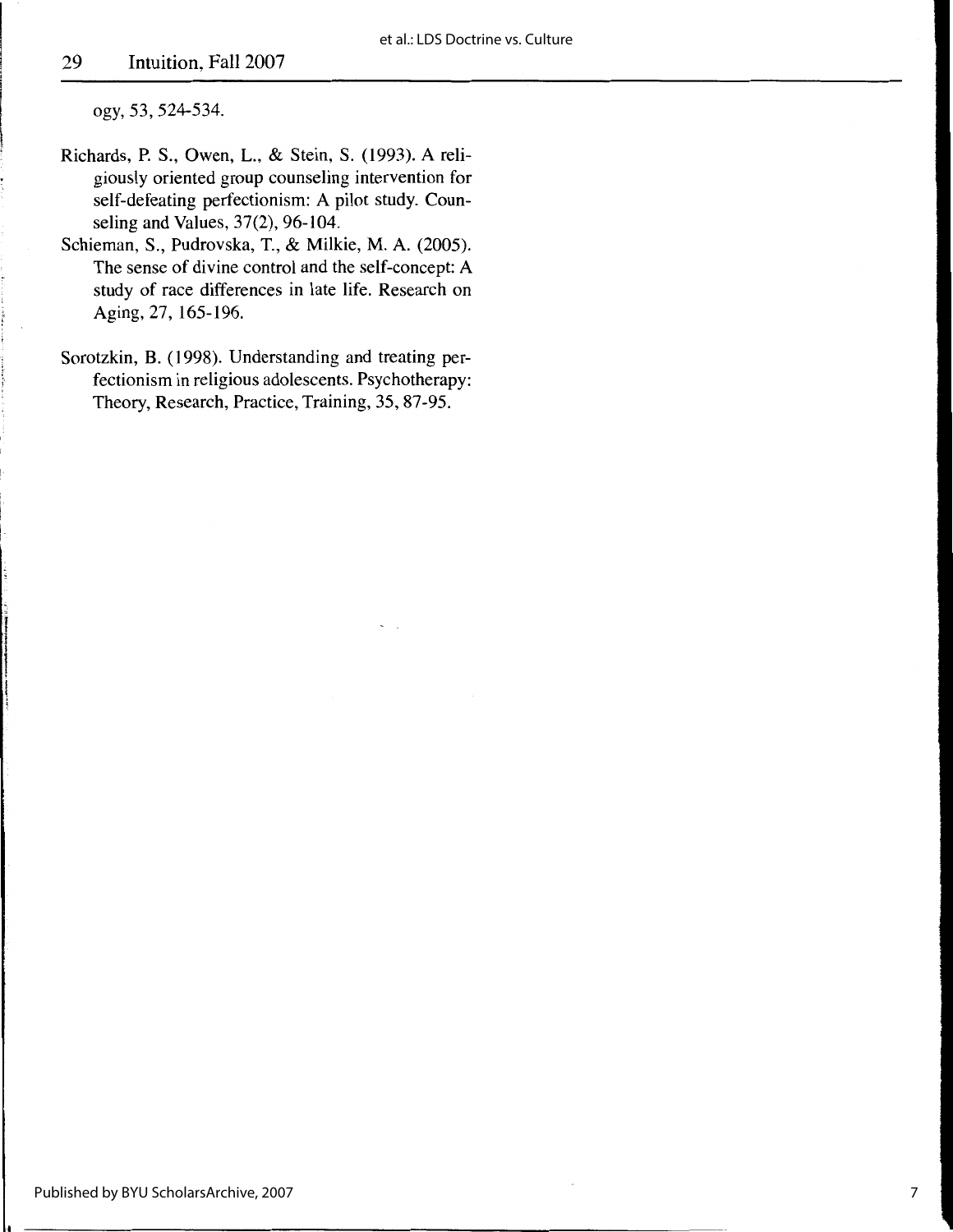ogy, 53, 524-534.

Richards, P. S., Owen, L., & Stein, S. (1993). A religiously oriented group counseling intervention for self-defeating perfectionism: A pilot study. Counseling and Values, 37(2), 96-104.

Schieman, S., Pudrovska, T., & Milkie, M. A. (2005). The sense of divine control and the self-concept: A study of race differences in late life. Research on Aging, 27, 165-196.

Sorotzkin, B. (1998). Understanding and treating perfectionism in religious adolescents. Psychotherapy: Theory, Research, Practice, Training, 35, 87-95.